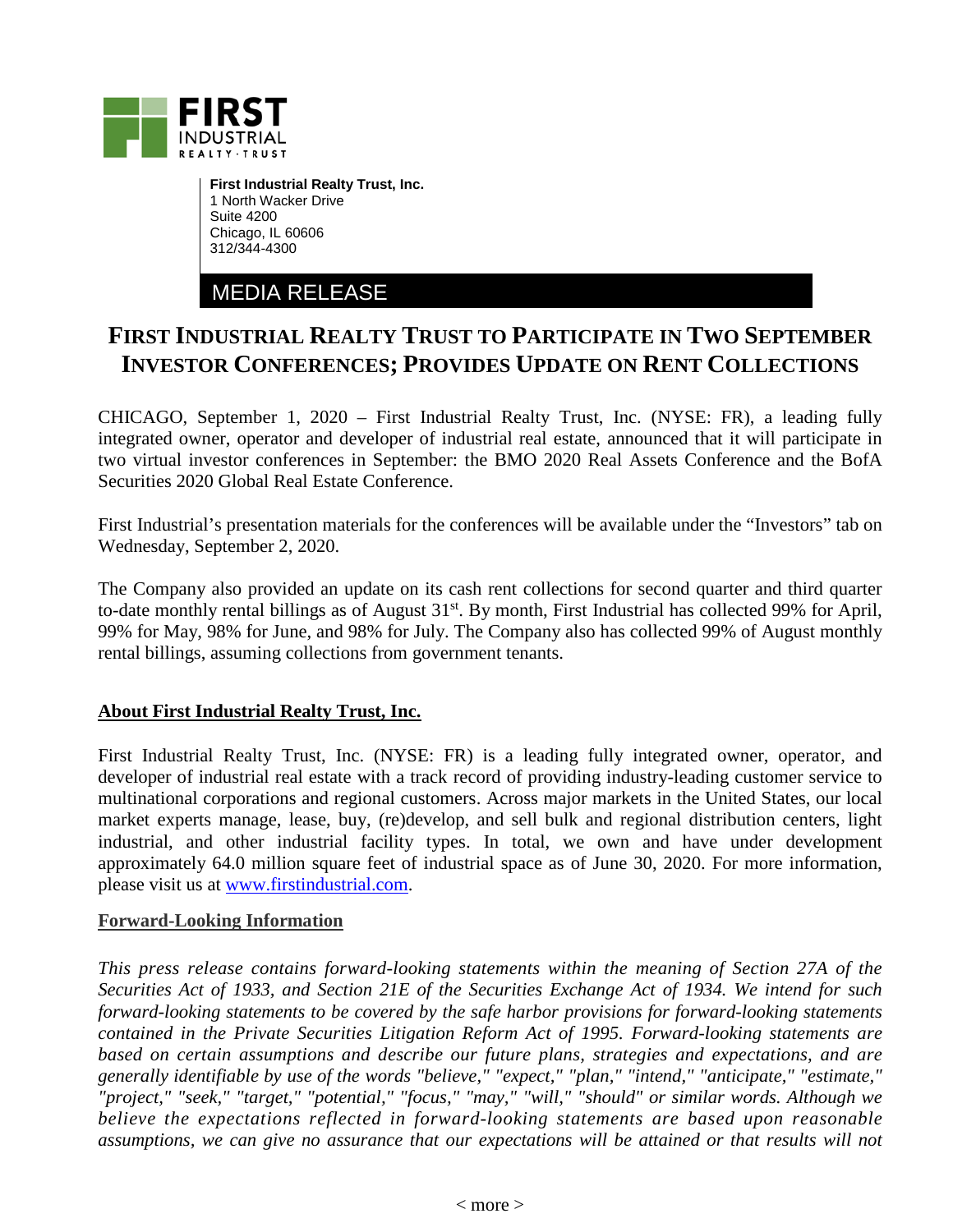**First Industrial Realty Trust, Inc.**
1 North Wacker Drive
Suite 4200
Chicago, IL 60606
312/344-4300

MEDIA RELEASE

# FIRST INDUSTRIAL REALTY TRUST TO PARTICIPATE IN TWO SEPTEMBER INVESTOR CONFERENCES; PROVIDES UPDATE ON RENT COLLECTIONS

CHICAGO, September 1, 2020 – First Industrial Realty Trust, Inc. (NYSE: FR), a leading fully integrated owner, operator and developer of industrial real estate, announced that it will participate in two virtual investor conferences in September: the BMO 2020 Real Assets Conference and the BofA Securities 2020 Global Real Estate Conference.

First Industrial's presentation materials for the conferences will be available under the "Investors" tab on Wednesday, September 2, 2020.

The Company also provided an update on its cash rent collections for second quarter and third quarter to-date monthly rental billings as of August 31st. By month, First Industrial has collected 99% for April, 99% for May, 98% for June, and 98% for July. The Company also has collected 99% of August monthly rental billings, assuming collections from government tenants.

## About First Industrial Realty Trust, Inc.

First Industrial Realty Trust, Inc. (NYSE: FR) is a leading fully integrated owner, operator, and developer of industrial real estate with a track record of providing industry-leading customer service to multinational corporations and regional customers. Across major markets in the United States, our local market experts manage, lease, buy, (re)develop, and sell bulk and regional distribution centers, light industrial, and other industrial facility types. In total, we own and have under development approximately 64.0 million square feet of industrial space as of June 30, 2020. For more information, please visit us at www.firstindustrial.com.

## Forward-Looking Information

*This press release contains forward-looking statements within the meaning of Section 27A of the Securities Act of 1933, and Section 21E of the Securities Exchange Act of 1934. We intend for such forward-looking statements to be covered by the safe harbor provisions for forward-looking statements contained in the Private Securities Litigation Reform Act of 1995. Forward-looking statements are based on certain assumptions and describe our future plans, strategies and expectations, and are generally identifiable by use of the words "believe," "expect," "plan," "intend," "anticipate," "estimate," "project," "seek," "target," "potential," "focus," "may," "will," "should" or similar words. Although we believe the expectations reflected in forward-looking statements are based upon reasonable assumptions, we can give no assurance that our expectations will be attained or that results will not*

< more >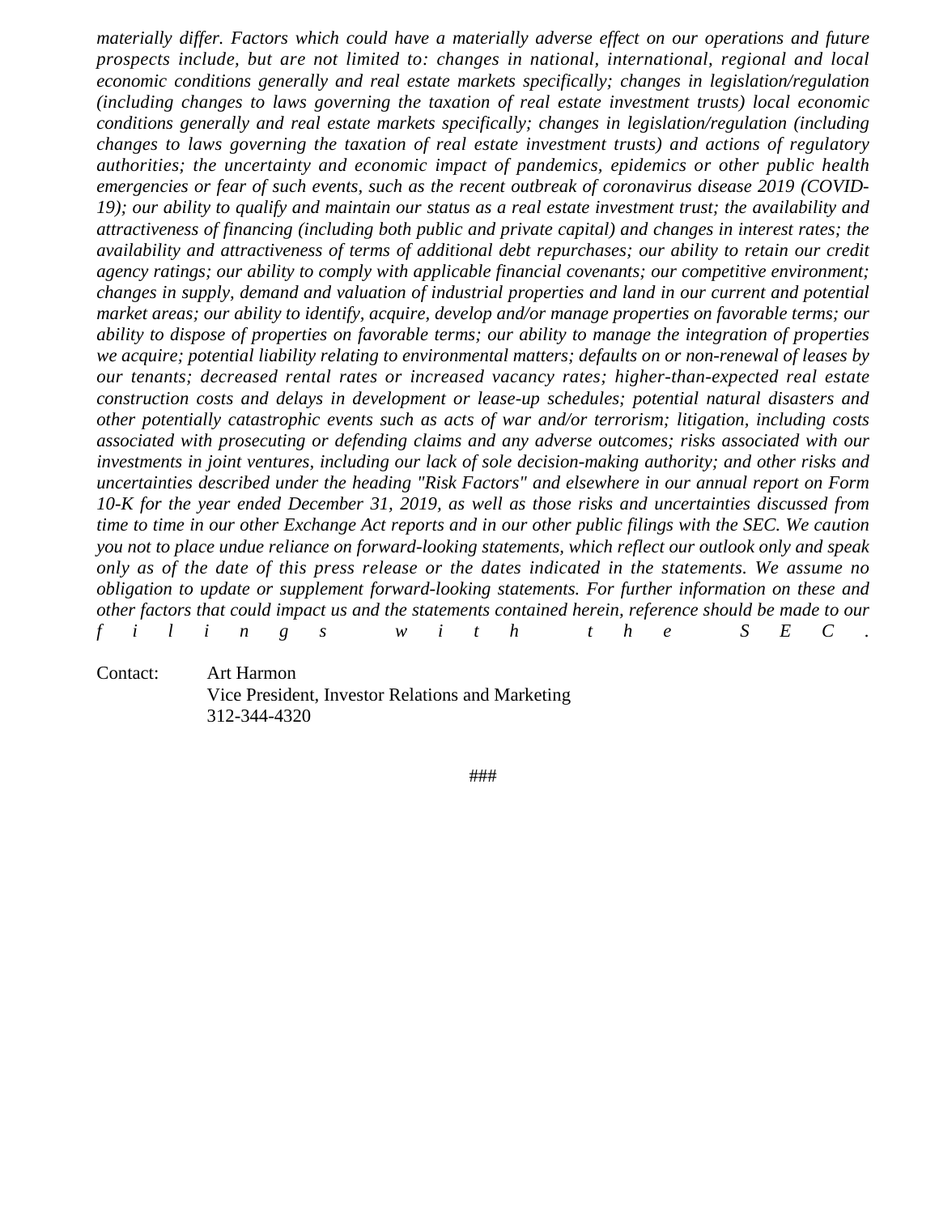*materially differ. Factors which could have a materially adverse effect on our operations and future prospects include, but are not limited to: changes in national, international, regional and local economic conditions generally and real estate markets specifically; changes in legislation/regulation (including changes to laws governing the taxation of real estate investment trusts) local economic conditions generally and real estate markets specifically; changes in legislation/regulation (including changes to laws governing the taxation of real estate investment trusts) and actions of regulatory authorities; the uncertainty and economic impact of pandemics, epidemics or other public health emergencies or fear of such events, such as the recent outbreak of coronavirus disease 2019 (COVID-19); our ability to qualify and maintain our status as a real estate investment trust; the availability and attractiveness of financing (including both public and private capital) and changes in interest rates; the availability and attractiveness of terms of additional debt repurchases; our ability to retain our credit agency ratings; our ability to comply with applicable financial covenants; our competitive environment; changes in supply, demand and valuation of industrial properties and land in our current and potential market areas; our ability to identify, acquire, develop and/or manage properties on favorable terms; our ability to dispose of properties on favorable terms; our ability to manage the integration of properties we acquire; potential liability relating to environmental matters; defaults on or non-renewal of leases by our tenants; decreased rental rates or increased vacancy rates; higher-than-expected real estate construction costs and delays in development or lease-up schedules; potential natural disasters and other potentially catastrophic events such as acts of war and/or terrorism; litigation, including costs associated with prosecuting or defending claims and any adverse outcomes; risks associated with our investments in joint ventures, including our lack of sole decision-making authority; and other risks and uncertainties described under the heading "Risk Factors" and elsewhere in our annual report on Form 10-K for the year ended December 31, 2019, as well as those risks and uncertainties discussed from time to time in our other Exchange Act reports and in our other public filings with the SEC. We caution you not to place undue reliance on forward-looking statements, which reflect our outlook only and speak only as of the date of this press release or the dates indicated in the statements. We assume no obligation to update or supplement forward-looking statements. For further information on these and other factors that could impact us and the statements contained herein, reference should be made to our filings with the SEC.*

Contact: Art Harmon
Vice President, Investor Relations and Marketing
312-344-4320

###